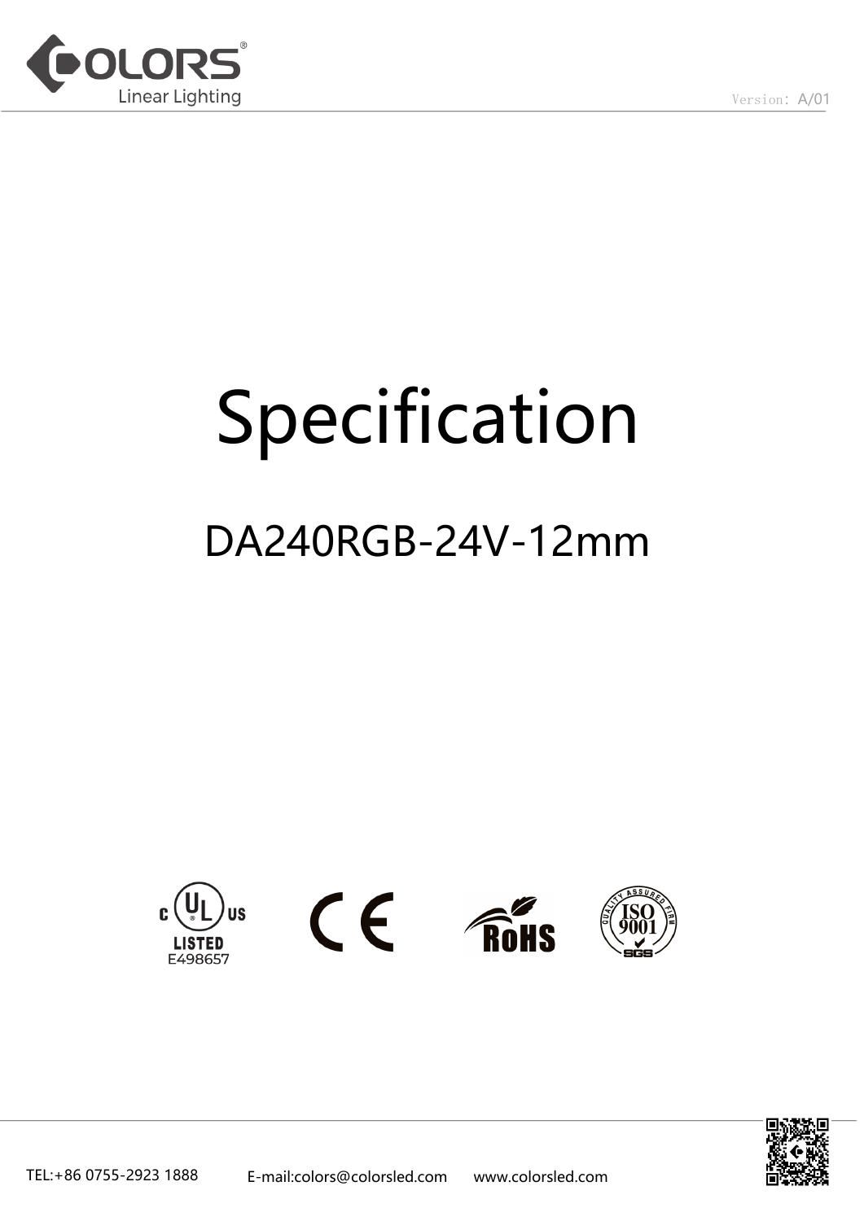# Specification

## DA240RGB-24V-12mm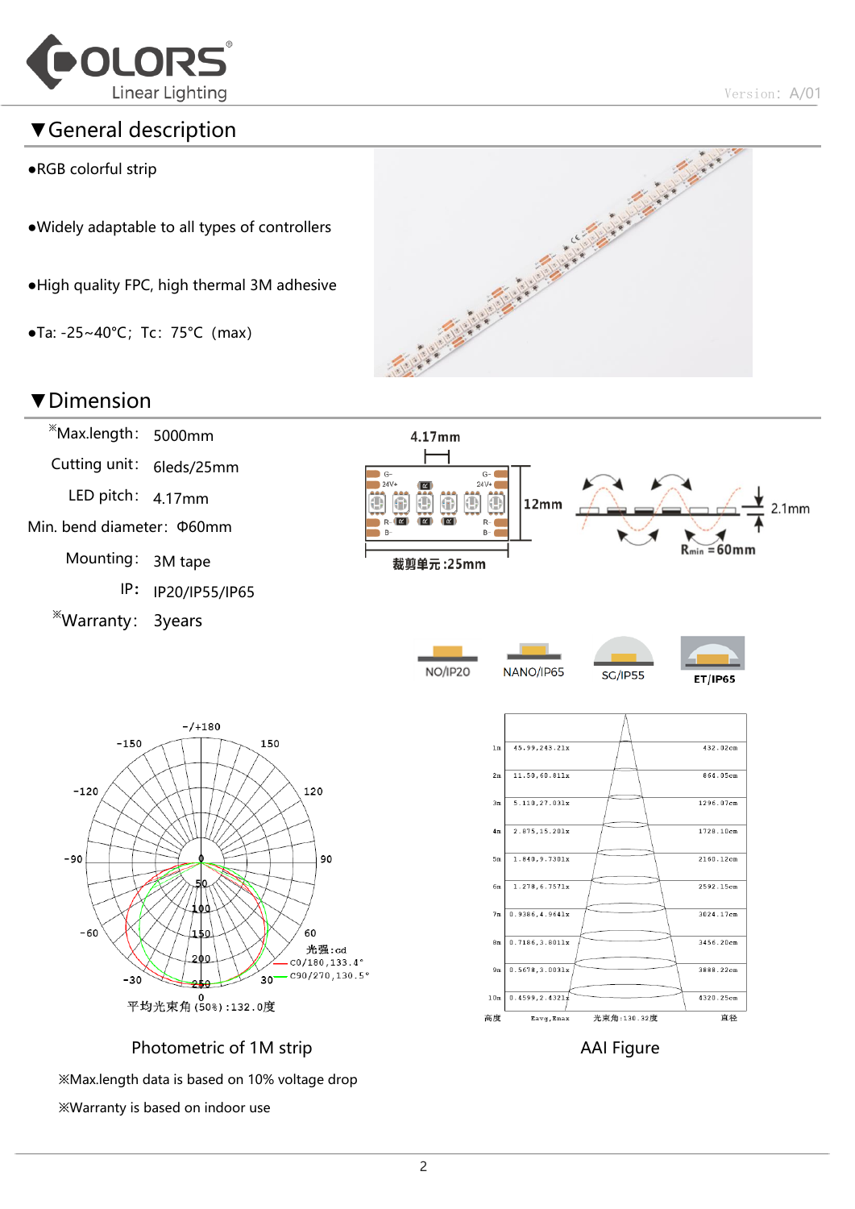## ▼General description

- ●RGB colorful strip
- ●Widely adaptable to all types of controllers
- ●High quality FPC, high thermal 3M adhesive
- ●Ta: -25~40°C；Tc：75°C（max)

## ▼Dimension

| | |
|---|---|
| ※Max.length： | 5000mm |
| Cutting unit： | 6leds/25mm |
| LED pitch： | 4.17mm |
| Min. bend diameter： | Φ60mm |
| Mounting： | 3M tape |
| IP： | IP20/IP55/IP65 |
| ※Warranty： | 3years |

4.17mm

12mm

裁剪单元 :25mm

2.1mm

$R_{min}$ =60mm

NO/IP20　NANO/IP65　SC/IP55　ET/IP65

光强:cd
C0/180,133.4°
C90/270,130.5°
平均光束角(50%):132.0度

Photometric of 1M strip

| 高度 | Eavg,Emax | 直径 |
|---|---|---|
| 1m | 45.99,243.21lx | 432.02cm |
| 2m | 11.50,60.81lx | 864.05cm |
| 3m | 5.110,27.03lx | 1296.07cm |
| 4m | 2.875,15.20lx | 1728.10cm |
| 5m | 1.840,9.730lx | 2160.12cm |
| 6m | 1.278,6.757lx | 2592.15cm |
| 7m | 0.9386,4.964lx | 3024.17cm |
| 8m | 0.7186,3.801lx | 3456.20cm |
| 9m | 0.5678,3.003lx | 3888.22cm |
| 10m | 0.4599,2.432lx | 4320.25cm |

光束角:130.32度

AAI Figure

※Max.length data is based on 10% voltage drop

※Warranty is based on indoor use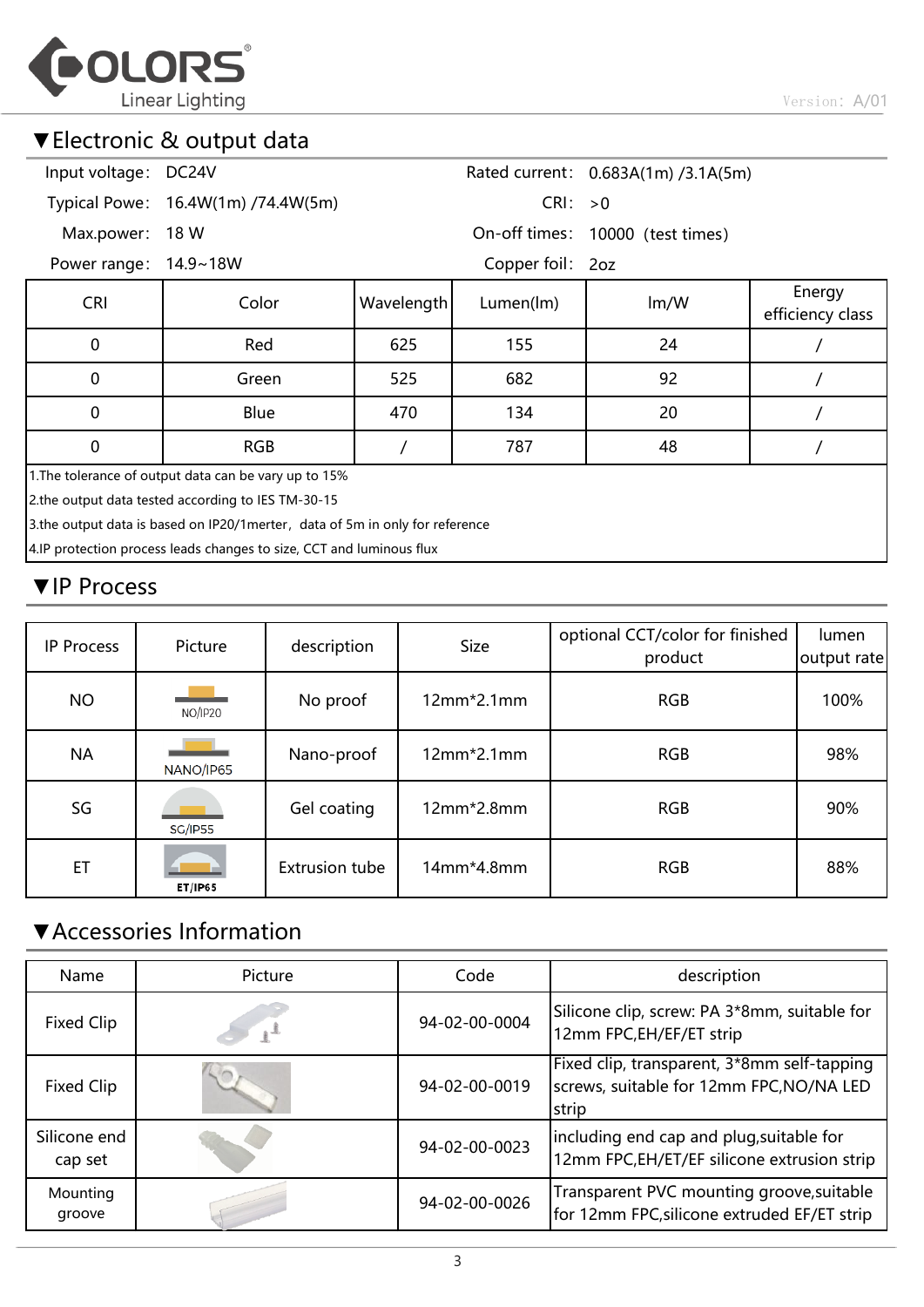## ▼Electronic & output data

Input voltage: DC24V

Typical Powe: 16.4W(1m) /74.4W(5m)

Max.power: 18 W

Power range: 14.9~18W

Rated current: 0.683A(1m) /3.1A(5m)

CRI: >0

On-off times: 10000 (test times)

Copper foil: 2oz

| CRI | Color | Wavelength | Lumen(lm) | lm/W | Energy efficiency class |
|---|---|---|---|---|---|
| 0 | Red | 625 | 155 | 24 | / |
| 0 | Green | 525 | 682 | 92 | / |
| 0 | Blue | 470 | 134 | 20 | / |
| 0 | RGB | / | 787 | 48 | / |

1.The tolerance of output data can be vary up to 15%

2.the output data tested according to IES TM-30-15

3.the output data is based on IP20/1merter, data of 5m in only for reference

4.IP protection process leads changes to size, CCT and luminous flux

## ▼IP Process

| IP Process | Picture | description | Size | optional CCT/color for finished product | lumen output rate |
|---|---|---|---|---|---|
| NO | NO/IP20 | No proof | 12mm*2.1mm | RGB | 100% |
| NA | NANO/IP65 | Nano-proof | 12mm*2.1mm | RGB | 98% |
| SG | SG/IP55 | Gel coating | 12mm*2.8mm | RGB | 90% |
| ET | ET/IP65 | Extrusion tube | 14mm*4.8mm | RGB | 88% |

## ▼Accessories Information

| Name | Picture | Code | description |
|---|---|---|---|
| Fixed Clip | | 94-02-00-0004 | Silicone clip, screw: PA 3*8mm, suitable for 12mm FPC,EH/EF/ET strip |
| Fixed Clip | | 94-02-00-0019 | Fixed clip, transparent, 3*8mm self-tapping screws, suitable for 12mm FPC,NO/NA LED strip |
| Silicone end cap set | | 94-02-00-0023 | including end cap and plug,suitable for 12mm FPC,EH/ET/EF silicone extrusion strip |
| Mounting groove | | 94-02-00-0026 | Transparent PVC mounting groove,suitable for 12mm FPC,silicone extruded EF/ET strip |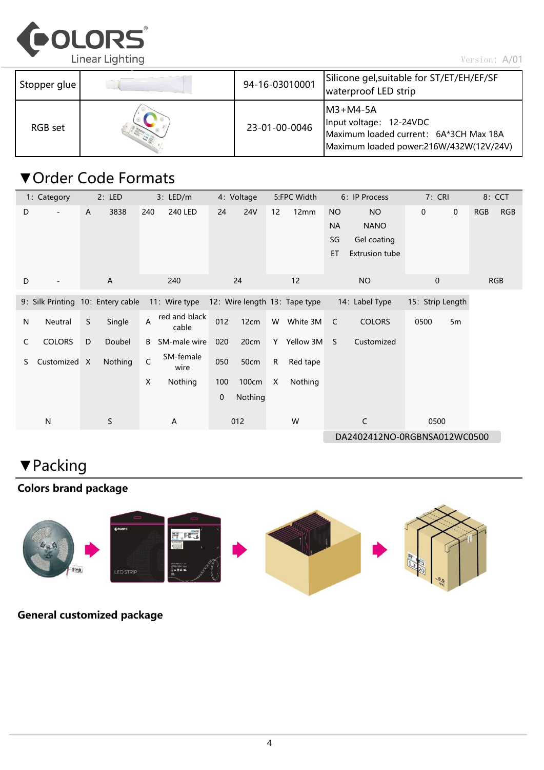| Stopper glue | | 94-16-03010001 | Silicone gel,suitable for ST/ET/EH/EF/SF waterproof LED strip |
|---|---|---|---|
| RGB set | | 23-01-00-0046 | M3+M4-5A<br>Input voltage: 12-24VDC<br>Maximum loaded current: 6A*3CH Max 18A<br>Maximum loaded power:216W/432W(12V/24V) |

## ▼Order Code Formats

| 1: Category | | 2: LED | | 3: LED/m | | 4: Voltage | | 5:FPC Width | | 6: IP Process | | 7: CRI | | 8: CCT | |
|---|---|---|---|---|---|---|---|---|---|---|---|---|---|---|---|
| D | - | A | 3838 | 240 | 240 LED | 24 | 24V | 12 | 12mm | NO | NO | 0 | 0 | RGB | RGB |
| | | | | | | | | | | NA | NANO | | | | |
| | | | | | | | | | | SG | Gel coating | | | | |
| | | | | | | | | | | ET | Extrusion tube | | | | |
| D | - | A | | 240 | | 24 | | 12 | | NO | | 0 | | RGB | |

| 9: Silk Printing | | 10: Entery cable | | 11: Wire type | | 12: Wire length | | 13: Tape type | | 14: Label Type | | 15: Strip Length | |
|---|---|---|---|---|---|---|---|---|---|---|---|---|---|
| N | Neutral | S | Single | A | red and black cable | 012 | 12cm | W | White 3M | C | COLORS | 0500 | 5m |
| C | COLORS | D | Doubel | B | SM-male wire | 020 | 20cm | Y | Yellow 3M | S | Customized | | |
| S | Customized | X | Nothing | C | SM-female wire | 050 | 50cm | R | Red tape | | | | |
| | | | | X | Nothing | 100 | 100cm | X | Nothing | | | | |
| | | | | | | 0 | Nothing | | | | | | |
| N | | S | | A | | 012 | | W | | C | | 0500 | |

DA2402412NO-0RGBNSA012WC0500

## ▼Packing

**Colors brand package**

**General customized package**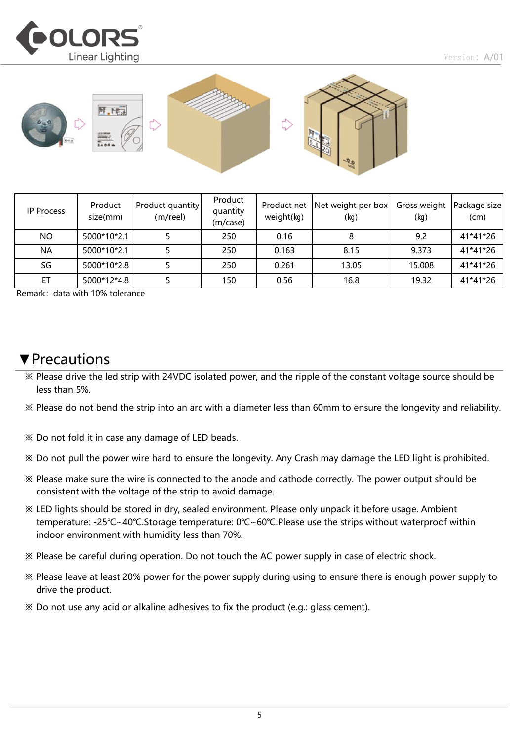| IP Process | Product size(mm) | Product quantity (m/reel) | Product quantity (m/case) | Product net weight(kg) | Net weight per box (kg) | Gross weight (kg) | Package size (cm) |
|---|---|---|---|---|---|---|---|
| NO | 5000*10*2.1 | 5 | 250 | 0.16 | 8 | 9.2 | 41*41*26 |
| NA | 5000*10*2.1 | 5 | 250 | 0.163 | 8.15 | 9.373 | 41*41*26 |
| SG | 5000*10*2.8 | 5 | 250 | 0.261 | 13.05 | 15.008 | 41*41*26 |
| ET | 5000*12*4.8 | 5 | 150 | 0.56 | 16.8 | 19.32 | 41*41*26 |

Remark：data with 10% tolerance

## ▼Precautions

※ Please drive the led strip with 24VDC isolated power, and the ripple of the constant voltage source should be less than 5%.

※ Please do not bend the strip into an arc with a diameter less than 60mm to ensure the longevity and reliability.

※ Do not fold it in case any damage of LED beads.

※ Do not pull the power wire hard to ensure the longevity. Any Crash may damage the LED light is prohibited.

※ Please make sure the wire is connected to the anode and cathode correctly. The power output should be consistent with the voltage of the strip to avoid damage.

※ LED lights should be stored in dry, sealed environment. Please only unpack it before usage. Ambient temperature: -25℃~40℃.Storage temperature: 0℃~60℃.Please use the strips without waterproof within indoor environment with humidity less than 70%.

※ Please be careful during operation. Do not touch the AC power supply in case of electric shock.

※ Please leave at least 20% power for the power supply during using to ensure there is enough power supply to drive the product.

※ Do not use any acid or alkaline adhesives to fix the product (e.g.: glass cement).